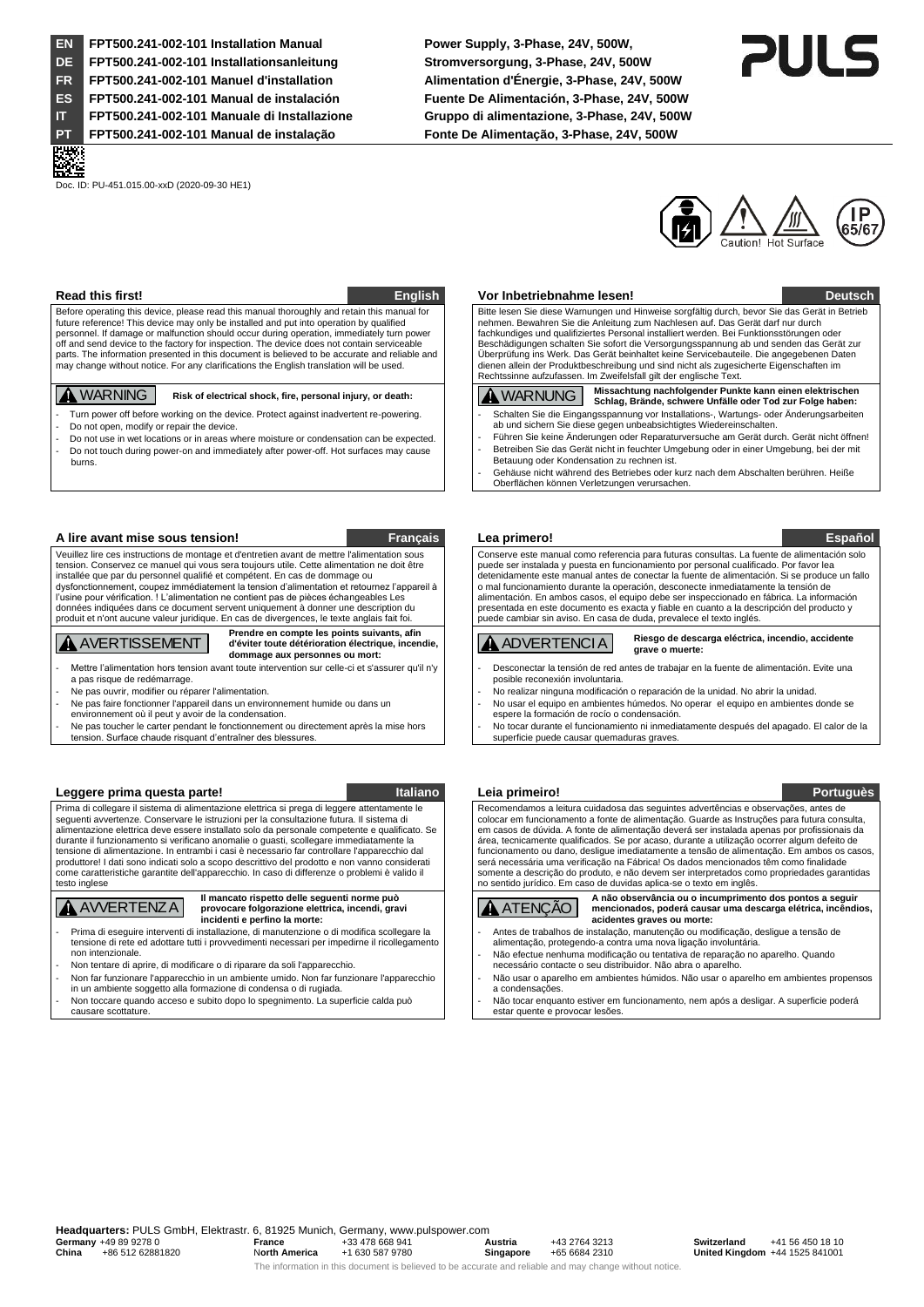| | | |
|---|---|---|
| EN | FPT500.241-002-101 Installation Manual | Power Supply, 3-Phase, 24V, 500W, |
| DE | FPT500.241-002-101 Installationsanleitung | Stromversorgung, 3-Phase, 24V, 500W |
| FR | FPT500.241-002-101 Manuel d'installation | Alimentation d'Énergie, 3-Phase, 24V, 500W |
| ES | FPT500.241-002-101 Manual de instalación | Fuente De Alimentación, 3-Phase, 24V, 500W |
| IT | FPT500.241-002-101 Manuale di Installazione | Gruppo di alimentazione, 3-Phase, 24V, 500W |
| PT | FPT500.241-002-101 Manual de instalação | Fonte De Alimentação, 3-Phase, 24V, 500W |

PULS

Doc. ID: PU-451.015.00-xxD (2020-09-30 HE1)

Caution! Hot Surface

IP 65/67

## Read this first! — English

Before operating this device, please read this manual thoroughly and retain this manual for future reference! This device may only be installed and put into operation by qualified personnel. If damage or malfunction should occur during operation, immediately turn power off and send device to the factory for inspection. The device does not contain serviceable parts. The information presented in this document is believed to be accurate and reliable and may change without notice. For any clarifications the English translation will be used.

**WARNING** — **Risk of electrical shock, fire, personal injury, or death:**

- Turn power off before working on the device. Protect against inadvertent re-powering.
- Do not open, modify or repair the device.
- Do not use in wet locations or in areas where moisture or condensation can be expected.
- Do not touch during power-on and immediately after power-off. Hot surfaces may cause burns.

## Vor Inbetriebnahme lesen! — Deutsch

Bitte lesen Sie diese Warnungen und Hinweise sorgfältig durch, bevor Sie das Gerät in Betrieb nehmen. Bewahren Sie die Anleitung zum Nachlesen auf. Das Gerät darf nur durch fachkundiges und qualifiziertes Personal installiert werden. Bei Funktionsstörungen oder Beschädigungen schalten Sie sofort die Versorgungsspannung ab und senden das Gerät zur Überprüfung ins Werk. Das Gerät beinhaltet keine Servicebauteile. Die angegebenen Daten dienen allein der Produktbeschreibung und sind nicht als zugesicherte Eigenschaften im Rechtssinne aufzufassen. Im Zweifelsfall gilt der englische Text.

**WARNUNG** — **Missachtung nachfolgender Punkte kann einen elektrischen Schlag, Brände, schwere Unfälle oder Tod zur Folge haben:**

- Schalten Sie die Eingangsspannung vor Installations-, Wartungs- oder Änderungsarbeiten ab und sichern Sie diese gegen unbeabsichtigtes Wiedereinschalten.
- Führen Sie keine Änderungen oder Reparaturversuche am Gerät durch. Gerät nicht öffnen!
- Betreiben Sie das Gerät nicht in feuchter Umgebung oder in einer Umgebung, bei der mit Betauung oder Kondensation zu rechnen ist.
- Gehäuse nicht während des Betriebes oder kurz nach dem Abschalten berühren. Heiße Oberflächen können Verletzungen verursachen.

## A lire avant mise sous tension! — Français

Veuillez lire ces instructions de montage et d'entretien avant de mettre l'alimentation sous tension. Conservez ce manuel qui vous sera toujours utile. Cette alimentation ne doit être installée que par du personnel qualifié et compétent. En cas de dommage ou dysfonctionnement, coupez immédiatement la tension d'alimentation et retournez l'appareil à l'usine pour vérification. ! L'alimentation ne contient pas de pièces échangeables Les données indiquées dans ce document servent uniquement à donner une description du produit et n'ont aucune valeur juridique. En cas de divergences, le texte anglais fait foi.

**AVERTISSEMENT** — **Prendre en compte les points suivants, afin d'éviter toute détérioration électrique, incendie, dommage aux personnes ou mort:**

- Mettre l'alimentation hors tension avant toute intervention sur celle-ci et s'assurer qu'il n'y a pas risque de redémarrage.
- Ne pas ouvrir, modifier ou réparer l'alimentation.
- Ne pas faire fonctionner l'appareil dans un environnement humide ou dans un environnement où il peut y avoir de la condensation.
- Ne pas toucher le carter pendant le fonctionnement ou directement après la mise hors tension. Surface chaude risquant d'entraîner des blessures.

## Lea primero! — Español

Conserve este manual como referencia para futuras consultas. La fuente de alimentación solo puede ser instalada y puesta en funcionamiento por personal cualificado. Por favor lea detenidamente este manual antes de conectar la fuente de alimentación. Si se produce un fallo o mal funcionamiento durante la operación, desconecte inmediatamente la tensión de alimentación. En ambos casos, el equipo debe ser inspeccionado en fábrica. La información presentada en este documento es exacta y fiable en cuanto a la descripción del producto y puede cambiar sin aviso. En casa de duda, prevalece el texto inglés.

**ADVERTENCIA** — **Riesgo de descarga eléctrica, incendio, accidente grave o muerte:**

- Desconectar la tensión de red antes de trabajar en la fuente de alimentación. Evite una posible reconexión involuntaria.
- No realizar ninguna modificación o reparación de la unidad. No abrir la unidad.
- No usar el equipo en ambientes húmedos. No operar el equipo en ambientes donde se espere la formación de rocío o condensación.
- No tocar durante el funcionamiento ni inmediatamente después del apagado. El calor de la superficie puede causar quemaduras graves.

## Leggere prima questa parte! — Italiano

Prima di collegare il sistema di alimentazione elettrica si prega di leggere attentamente le seguenti avvertenze. Conservare le istruzioni per la consultazione futura. Il sistema di alimentazione elettrica deve essere installato solo da personale competente e qualificato. Se durante il funzionamento si verificano anomalie o guasti, scollegare immediatamente la tensione di alimentazione. In entrambi i casi è necessario far controllare l'apparecchio dal produttore! I dati sono indicati solo a scopo descrittivo del prodotto e non vanno considerati come caratteristiche garantite dell'apparecchio. In caso di differenze o problemi è valido il testo inglese

**AVVERTENZA** — **Il mancato rispetto delle seguenti norme può provocare folgorazione elettrica, incendi, gravi incidenti e perfino la morte:**

- Prima di eseguire interventi di installazione, di manutenzione o di modifica scollegare la tensione di rete ed adottare tutti i provvedimenti necessari per impedirne il ricollegamento non intenzionale.
- Non tentare di aprire, di modificare o di riparare da soli l'apparecchio.
- Non far funzionare l'apparecchio in un ambiente umido. Non far funzionare l'apparecchio in un ambiente soggetto alla formazione di condensa o di rugiada.
- Non toccare quando acceso e subito dopo lo spegnimento. La superficie calda può causare scottature.

## Leia primeiro! — Portuguès

Recomendamos a leitura cuidadosa das seguintes advertências e observações, antes de colocar em funcionamento a fonte de alimentação. Guarde as Instruções para futura consulta, em casos de dúvida. A fonte de alimentação deverá ser instalada apenas por profissionais da área, tecnicamente qualificados. Se por acaso, durante a utilização ocorrer algum defeito de funcionamento ou dano, desligue imediatamente a tensão de alimentação. Em ambos os casos, será necessária uma verificação na Fábrica! Os dados mencionados têm como finalidade somente a descrição do produto, e não devem ser interpretados como propriedades garantidas no sentido jurídico. Em caso de duvidas aplica-se o texto em inglês.

**ATENÇÃO** — **A não observância ou o incumprimento dos pontos a seguir mencionados, poderá causar uma descarga elétrica, incêndios, acidentes graves ou morte:**

- Antes de trabalhos de instalação, manutenção ou modificação, desligue a tensão de alimentação, protegendo-a contra uma nova ligação involuntária.
- Não efectue nenhuma modificação ou tentativa de reparação no aparelho. Quando necessário contacte o seu distribuidor. Não abra o aparelho.
- Não usar o aparelho em ambientes húmidos. Não usar o aparelho em ambientes propensos a condensações.
- Não tocar enquanto estiver em funcionamento, nem após a desligar. A superficie poderá estar quente e provocar lesões.

**Headquarters:** PULS GmbH, Elektrastr. 6, 81925 Munich, Germany, www.pulspower.com

| | | | | | | | |
|---|---|---|---|---|---|---|---|
| **Germany** | +49 89 9278 0 | **France** | +33 478 668 941 | **Austria** | +43 2764 3213 | **Switzerland** | +41 56 450 18 10 |
| **China** | +86 512 62881820 | **North America** | +1 630 587 9780 | **Singapore** | +65 6684 2310 | **United Kingdom** | +44 1525 841001 |

The information in this document is believed to be accurate and reliable and may change without notice.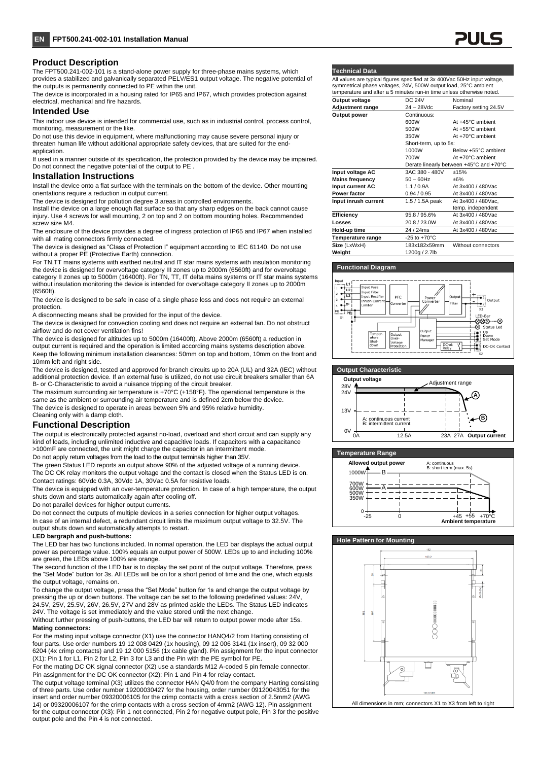**EN FPT500.241-002-101 Installation Manual**

## Product Description

The FPT500.241-002-101 is a stand-alone power supply for three-phase mains systems, which provides a stabilized and galvanically separated PELV/ES1 output voltage. The negative potential of the outputs is permanently connected to PE within the unit.

The device is incorporated in a housing rated for IP65 and IP67, which provides protection against electrical, mechanical and fire hazards.

## Intended Use

This indoor use device is intended for commercial use, such as in industrial control, process control, monitoring, measurement or the like.

Do not use this device in equipment, where malfunctioning may cause severe personal injury or threaten human life without additional appropriate safety devices, that are suited for the end-application.

If used in a manner outside of its specification, the protection provided by the device may be impaired. Do not connect the negative potential of the output to PE .

## Installation Instructions

Install the device onto a flat surface with the terminals on the bottom of the device. Other mounting orientations require a reduction in output current.

The device is designed for pollution degree 3 areas in controlled environments.

Install the device on a large enough flat surface so that any sharp edges on the back cannot cause injury. Use 4 screws for wall mounting, 2 on top and 2 on bottom mounting holes. Recommended screw size M4.

The enclosure of the device provides a degree of ingress protection of IP65 and IP67 when installed with all mating connectors firmly connected.

The device is designed as "Class of Protection I" equipment according to IEC 61140. Do not use without a proper PE (Protective Earth) connection.

For TN,TT mains systems with earthed neutral and IT star mains systems with insulation monitoring the device is designed for overvoltage category III zones up to 2000m (6560ft) and for overvoltage category II zones up to 5000m (16400ft). For TN, TT, IT delta mains systems or IT star mains systems without insulation monitoring the device is intended for overvoltage category II zones up to 2000m (6560ft).

The device is designed to be safe in case of a single phase loss and does not require an external protection.

A disconnecting means shall be provided for the input of the device.

The device is designed for convection cooling and does not require an external fan. Do not obstruct airflow and do not cover ventilation fins!

The device is designed for altitudes up to 5000m (16400ft). Above 2000m (6560ft) a reduction in output current is required and the operation is limited according mains systems description above.

Keep the following minimum installation clearances: 50mm on top and bottom, 10mm on the front and 10mm left and right side.

The device is designed, tested and approved for branch circuits up to 20A (UL) and 32A (IEC) without additional protection device. If an external fuse is utilized, do not use circuit breakers smaller than 6A B- or C-Characteristic to avoid a nuisance tripping of the circuit breaker.

The maximum surrounding air temperature is +70°C (+158°F). The operational temperature is the same as the ambient or surrounding air temperature and is defined 2cm below the device.

The device is designed to operate in areas between 5% and 95% relative humidity.

Cleaning only with a damp cloth.

## Functional Description

The output is electronically protected against no-load, overload and short circuit and can supply any kind of loads, including unlimited inductive and capacitive loads. If capacitors with a capacitance >100mF are connected, the unit might charge the capacitor in an intermittent mode.

Do not apply return voltages from the load to the output terminals higher than 35V.

The green Status LED reports an output above 90% of the adjusted voltage of a running device.

The DC OK relay monitors the output voltage and the contact is closed when the Status LED is on. Contact ratings: 60Vdc 0.3A, 30Vdc 1A, 30Vac 0.5A for resistive loads.

The device is equipped with an over-temperature protection. In case of a high temperature, the output shuts down and starts automatically again after cooling off.

Do not parallel devices for higher output currents.

Do not connect the outputs of multiple devices in a series connection for higher output voltages.

In case of an internal defect, a redundant circuit limits the maximum output voltage to 32.5V. The output shuts down and automatically attempts to restart.

**LED bargraph and push-buttons:**

The LED bar has two functions included. In normal operation, the LED bar displays the actual output power as percentage value. 100% equals an output power of 500W. LEDs up to and including 100% are green, the LEDs above 100% are orange.

The second function of the LED bar is to display the set point of the output voltage. Therefore, press the "Set Mode" button for 3s. All LEDs will be on for a short period of time and the one, which equals the output voltage, remains on.

To change the output voltage, press the "Set Mode" button for 1s and change the output voltage by pressing the up or down buttons. The voltage can be set to the following predefined values: 24V, 24.5V, 25V, 25.5V, 26V, 26.5V, 27V and 28V as printed aside the LEDs. The Status LED indicates 24V. The voltage is set immediately and the value stored until the next change.

Without further pressing of push-buttons, the LED bar will return to output power mode after 15s.

**Mating connectors:**

For the mating input voltage connector (X1) use the connector HANQ4/2 from Harting consisting of four parts. Use order numbers 19 12 008 0429 (1x housing), 09 12 006 3141 (1x insert), 09 32 000 6204 (4x crimp contacts) and 19 12 000 5156 (1x cable gland). Pin assignment for the input connector (X1): Pin 1 for L1, Pin 2 for L2, Pin 3 for L3 and the Pin with the PE symbol for PE.

For the mating DC OK signal connector (X2) use a standards M12 A-coded 5 pin female connector. Pin assignment for the DC OK connector (X2): Pin 1 and Pin 4 for relay contact.

The output voltage terminal (X3) utilizes the connector HAN Q4/0 from the company Harting consisting of three parts. Use order number 19200030427 for the housing, order number 09120043051 for the insert and order number 09320006105 for the crimp contacts with a cross section of 2.5mm2 (AWG 14) or 09320006107 for the crimp contacts with a cross section of 4mm2 (AWG 12). Pin assignment for the output connector (X3): Pin 1 not connected, Pin 2 for negative output pole, Pin 3 for the positive output pole and the Pin 4 is not connected.

## Technical Data

All values are typical figures specified at 3x 400Vac 50Hz input voltage, symmetrical phase voltages, 24V, 500W output load, 25°C ambient temperature and after a 5 minutes run-in time unless otherwise noted.

| | | |
|---|---|---|
| **Output voltage** | DC 24V | Nominal |
| **Adjustment range** | 24 – 28Vdc | Factory setting 24.5V |
| **Output power** | Continuous: | |
| | 600W | At +45°C ambient |
| | 500W | At +55°C ambient |
| | 350W | At +70°C ambient |
| | Short-term, up to 5s: | |
| | 1000W | Below +55°C ambient |
| | 700W | At +70°C ambient |
| | Derate linearly between +45°C and +70°C | |
| **Input voltage AC** | 3AC 380 - 480V | ±15% |
| **Mains frequency** | 50 – 60Hz | ±6% |
| **Input current AC** | 1.1 / 0.9A | At 3x400 / 480Vac |
| **Power factor** | 0.94 / 0.95 | At 3x400 / 480Vac |
| **Input inrush current** | 1.5 / 1.5A peak | At 3x400 / 480Vac, temp. independent |
| **Efficiency** | 95.8 / 95.6% | At 3x400 / 480Vac |
| **Losses** | 20.8 / 23.0W | At 3x400 / 480Vac |
| **Hold-up time** | 24 / 24ms | At 3x400 / 480Vac |
| **Temperature range** | -25 to +70°C | |
| **Size** (LxWxH) | 183x182x59mm | Without connectors |
| **Weight** | 1200g / 2.7lb | |

## Functional Diagram

Input L1 L2 L3 PE X1
Input Fuse, Input Filter, Input Rectifier, Inrush Current Limiter
PFC Converter
Power Converter
Output Filter
Output + – X3
LED-Bar
Status Led
Up, Down, Set Mode
Temperature Shut-down
Output Over-Voltage Protection
Output Power Manager
DC-ok Relay
DC-OK Contact X2

## Output Characteristic

Output voltage
Adjustment range
28V
24V
13V
0V
A: continuous current
B: intermittent current
0A 12.5A 23A 27A Output current

## Temperature Range

Allowed output power
A: continuous
B: short term (max. 5s)
1000W
700W
600W
500W
350W
0
-25 0 +45 +55 +70°C
Ambient temperature

## Hole Pattern for Mounting

All dimensions in mm; connectors X1 to X3 from left to right